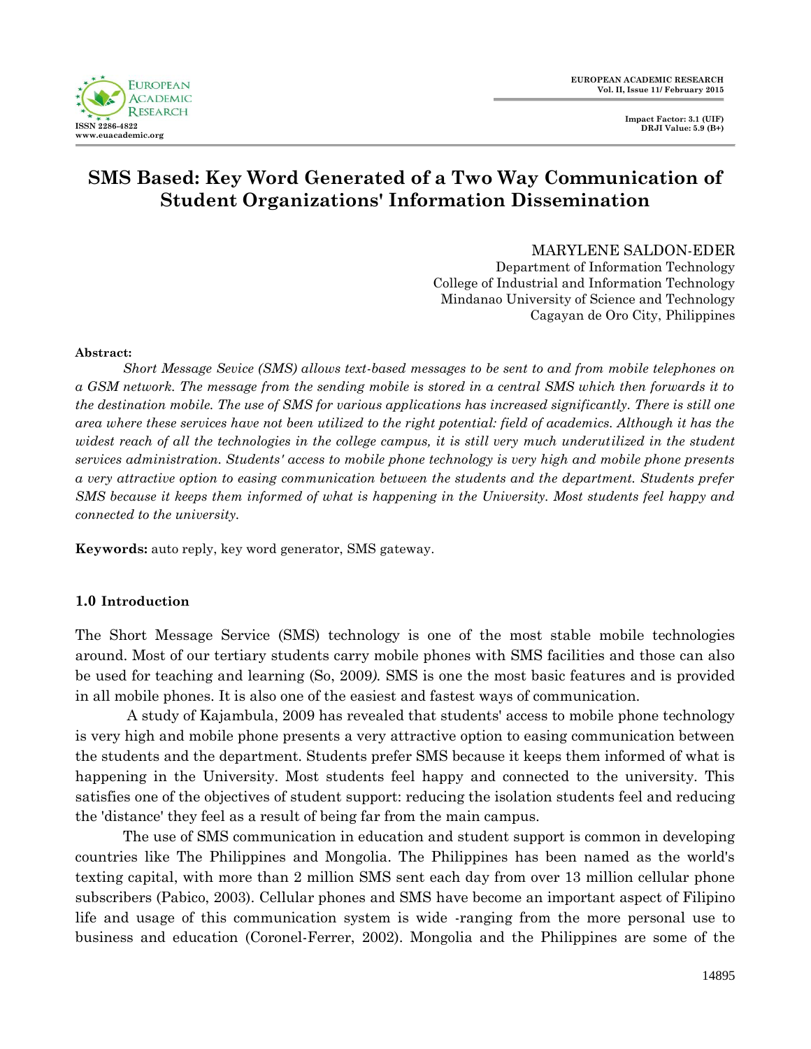# SMS Based: Key Word Generated of a Two Way Communication of Student Organizations' Information Dissemination

MARYLENE SALDON-EDER
Department of Information Technology
College of Industrial and Information Technology
Mindanao University of Science and Technology
Cagayan de Oro City, Philippines

**Abstract:**

*Short Message Sevice (SMS) allows text-based messages to be sent to and from mobile telephones on a GSM network. The message from the sending mobile is stored in a central SMS which then forwards it to the destination mobile. The use of SMS for various applications has increased significantly. There is still one area where these services have not been utilized to the right potential: field of academics. Although it has the widest reach of all the technologies in the college campus, it is still very much underutilized in the student services administration. Students' access to mobile phone technology is very high and mobile phone presents a very attractive option to easing communication between the students and the department. Students prefer SMS because it keeps them informed of what is happening in the University. Most students feel happy and connected to the university.*

**Keywords:** auto reply, key word generator, SMS gateway.

## 1.0 Introduction

The Short Message Service (SMS) technology is one of the most stable mobile technologies around. Most of our tertiary students carry mobile phones with SMS facilities and those can also be used for teaching and learning (So, 2009*)*. SMS is one the most basic features and is provided in all mobile phones. It is also one of the easiest and fastest ways of communication.

A study of Kajambula, 2009 has revealed that students' access to mobile phone technology is very high and mobile phone presents a very attractive option to easing communication between the students and the department. Students prefer SMS because it keeps them informed of what is happening in the University. Most students feel happy and connected to the university. This satisfies one of the objectives of student support: reducing the isolation students feel and reducing the 'distance' they feel as a result of being far from the main campus.

The use of SMS communication in education and student support is common in developing countries like The Philippines and Mongolia. The Philippines has been named as the world's texting capital, with more than 2 million SMS sent each day from over 13 million cellular phone subscribers (Pabico, 2003). Cellular phones and SMS have become an important aspect of Filipino life and usage of this communication system is wide -ranging from the more personal use to business and education (Coronel-Ferrer, 2002). Mongolia and the Philippines are some of the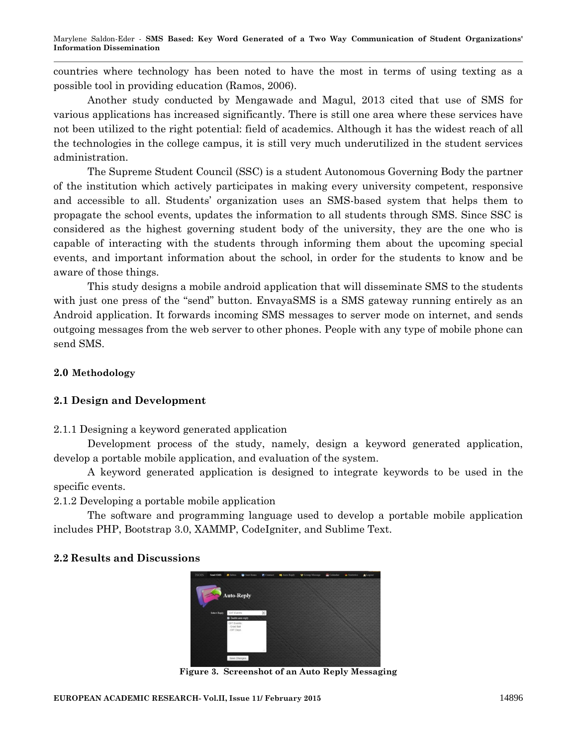countries where technology has been noted to have the most in terms of using texting as a possible tool in providing education (Ramos, 2006).

Another study conducted by Mengawade and Magul, 2013 cited that use of SMS for various applications has increased significantly. There is still one area where these services have not been utilized to the right potential: field of academics. Although it has the widest reach of all the technologies in the college campus, it is still very much underutilized in the student services administration.

The Supreme Student Council (SSC) is a student Autonomous Governing Body the partner of the institution which actively participates in making every university competent, responsive and accessible to all. Students' organization uses an SMS-based system that helps them to propagate the school events, updates the information to all students through SMS. Since SSC is considered as the highest governing student body of the university, they are the one who is capable of interacting with the students through informing them about the upcoming special events, and important information about the school, in order for the students to know and be aware of those things.

This study designs a mobile android application that will disseminate SMS to the students with just one press of the "send" button. EnvayaSMS is a SMS gateway running entirely as an Android application. It forwards incoming SMS messages to server mode on internet, and sends outgoing messages from the web server to other phones. People with any type of mobile phone can send SMS.

## 2.0 Methodology

### 2.1 Design and Development

2.1.1 Designing a keyword generated application

Development process of the study, namely, design a keyword generated application, develop a portable mobile application, and evaluation of the system.

A keyword generated application is designed to integrate keywords to be used in the specific events.

2.1.2 Developing a portable mobile application

The software and programming language used to develop a portable mobile application includes PHP, Bootstrap 3.0, XAMMP, CodeIgniter, and Sublime Text.

### 2.2 Results and Discussions

**Figure 3. Screenshot of an Auto Reply Messaging**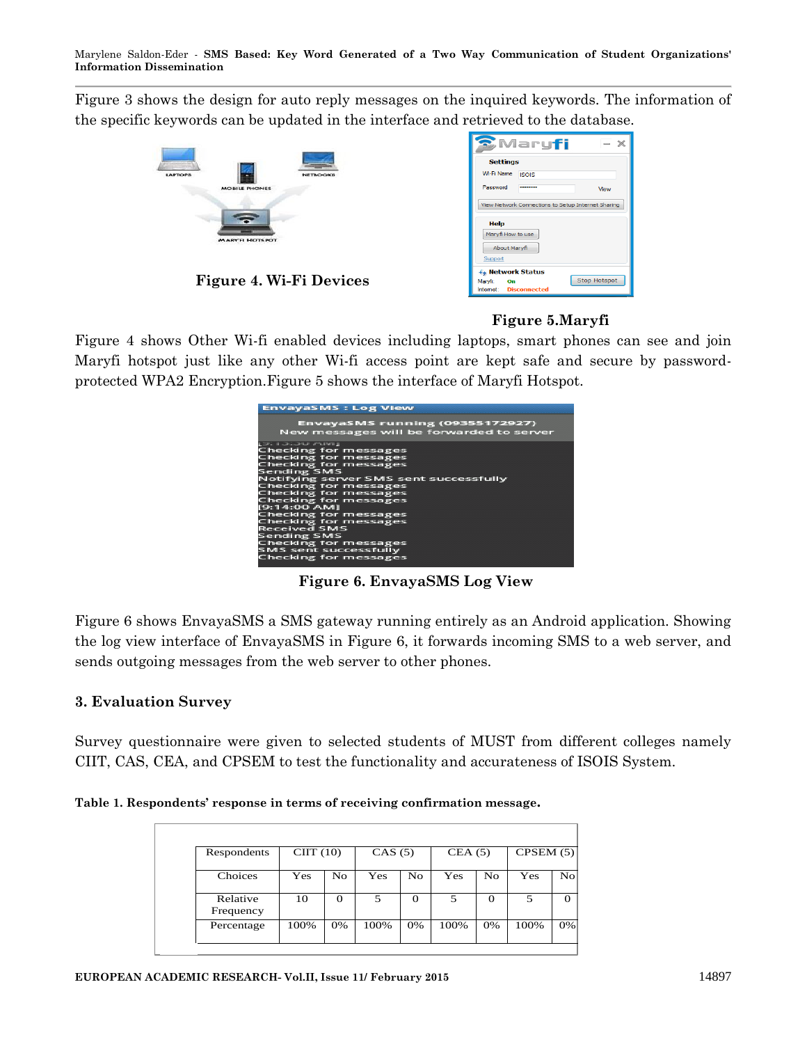Figure 3 shows the design for auto reply messages on the inquired keywords. The information of the specific keywords can be updated in the interface and retrieved to the database.

**Figure 4. Wi-Fi Devices**

**Figure 5.Maryfi**

Figure 4 shows Other Wi-fi enabled devices including laptops, smart phones can see and join Maryfi hotspot just like any other Wi-fi access point are kept safe and secure by password-protected WPA2 Encryption.Figure 5 shows the interface of Maryfi Hotspot.

**Figure 6. EnvayaSMS Log View**

Figure 6 shows EnvayaSMS a SMS gateway running entirely as an Android application. Showing the log view interface of EnvayaSMS in Figure 6, it forwards incoming SMS to a web server, and sends outgoing messages from the web server to other phones.

## 3. Evaluation Survey

Survey questionnaire were given to selected students of MUST from different colleges namely CIIT, CAS, CEA, and CPSEM to test the functionality and accurateness of ISOIS System.

**Table 1. Respondents' response in terms of receiving confirmation message.**

| Respondents | CIIT (10) | | CAS (5) | | CEA (5) | | CPSEM (5) | |
|---|---|---|---|---|---|---|---|---|
| Choices | Yes | No | Yes | No | Yes | No | Yes | No |
| Relative Frequency | 10 | 0 | 5 | 0 | 5 | 0 | 5 | 0 |
| Percentage | 100% | 0% | 100% | 0% | 100% | 0% | 100% | 0% |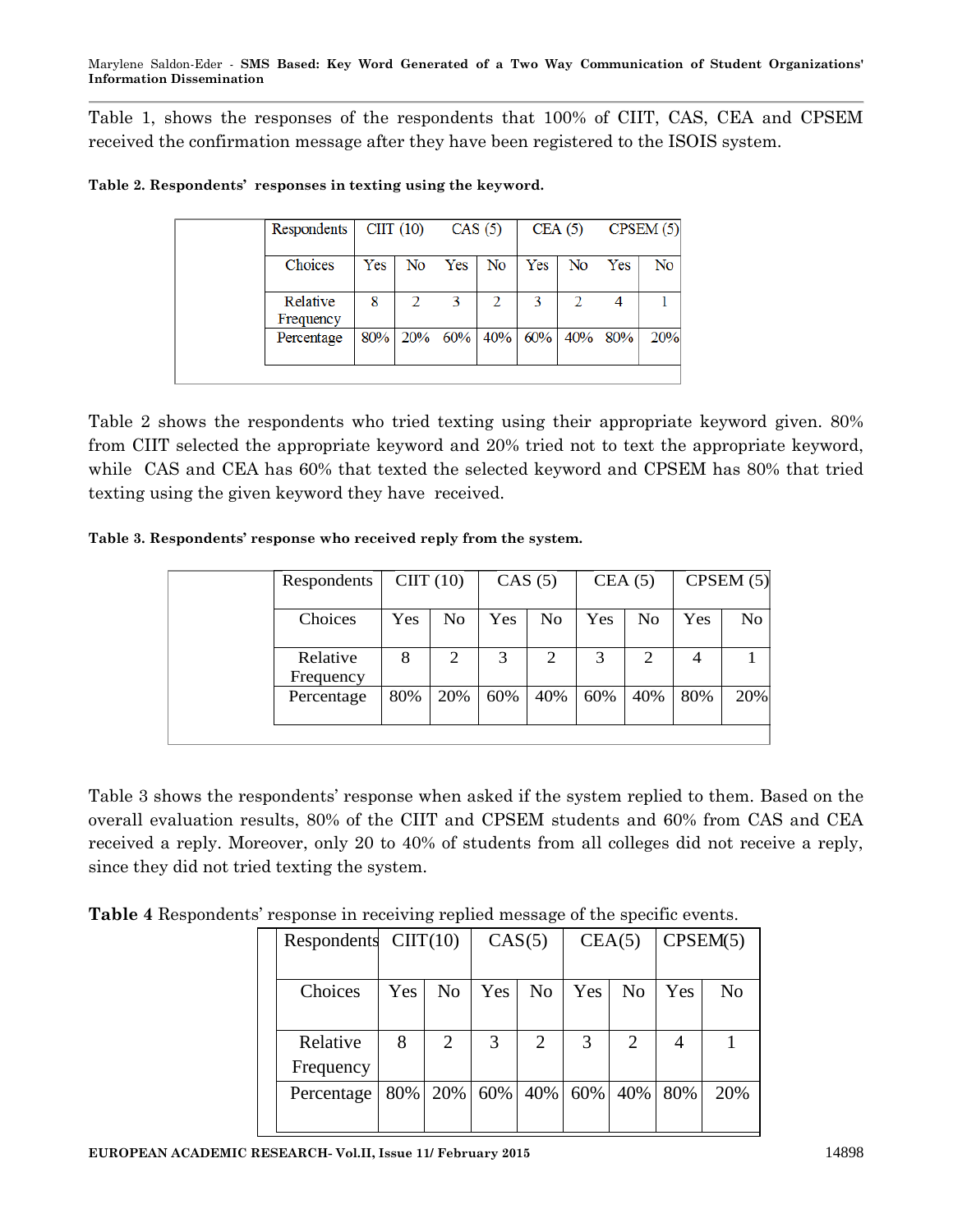Table 1, shows the responses of the respondents that 100% of CIIT, CAS, CEA and CPSEM received the confirmation message after they have been registered to the ISOIS system.

**Table 2. Respondents' responses in texting using the keyword.**

| Respondents | CIIT (10) | | CAS (5) | | CEA (5) | | CPSEM (5) | |
|---|---|---|---|---|---|---|---|---|
| Choices | Yes | No | Yes | No | Yes | No | Yes | No |
| Relative Frequency | 8 | 2 | 3 | 2 | 3 | 2 | 4 | 1 |
| Percentage | 80% | 20% | 60% | 40% | 60% | 40% | 80% | 20% |

Table 2 shows the respondents who tried texting using their appropriate keyword given. 80% from CIIT selected the appropriate keyword and 20% tried not to text the appropriate keyword, while CAS and CEA has 60% that texted the selected keyword and CPSEM has 80% that tried texting using the given keyword they have received.

**Table 3. Respondents' response who received reply from the system.**

| Respondents | CIIT (10) | | CAS (5) | | CEA (5) | | CPSEM (5) | |
|---|---|---|---|---|---|---|---|---|
| Choices | Yes | No | Yes | No | Yes | No | Yes | No |
| Relative Frequency | 8 | 2 | 3 | 2 | 3 | 2 | 4 | 1 |
| Percentage | 80% | 20% | 60% | 40% | 60% | 40% | 80% | 20% |

Table 3 shows the respondents' response when asked if the system replied to them. Based on the overall evaluation results, 80% of the CIIT and CPSEM students and 60% from CAS and CEA received a reply. Moreover, only 20 to 40% of students from all colleges did not receive a reply, since they did not tried texting the system.

**Table 4** Respondents' response in receiving replied message of the specific events.

| Respondents | CIIT(10) | | CAS(5) | | CEA(5) | | CPSEM(5) | |
|---|---|---|---|---|---|---|---|---|
| Choices | Yes | No | Yes | No | Yes | No | Yes | No |
| Relative Frequency | 8 | 2 | 3 | 2 | 3 | 2 | 4 | 1 |
| Percentage | 80% | 20% | 60% | 40% | 60% | 40% | 80% | 20% |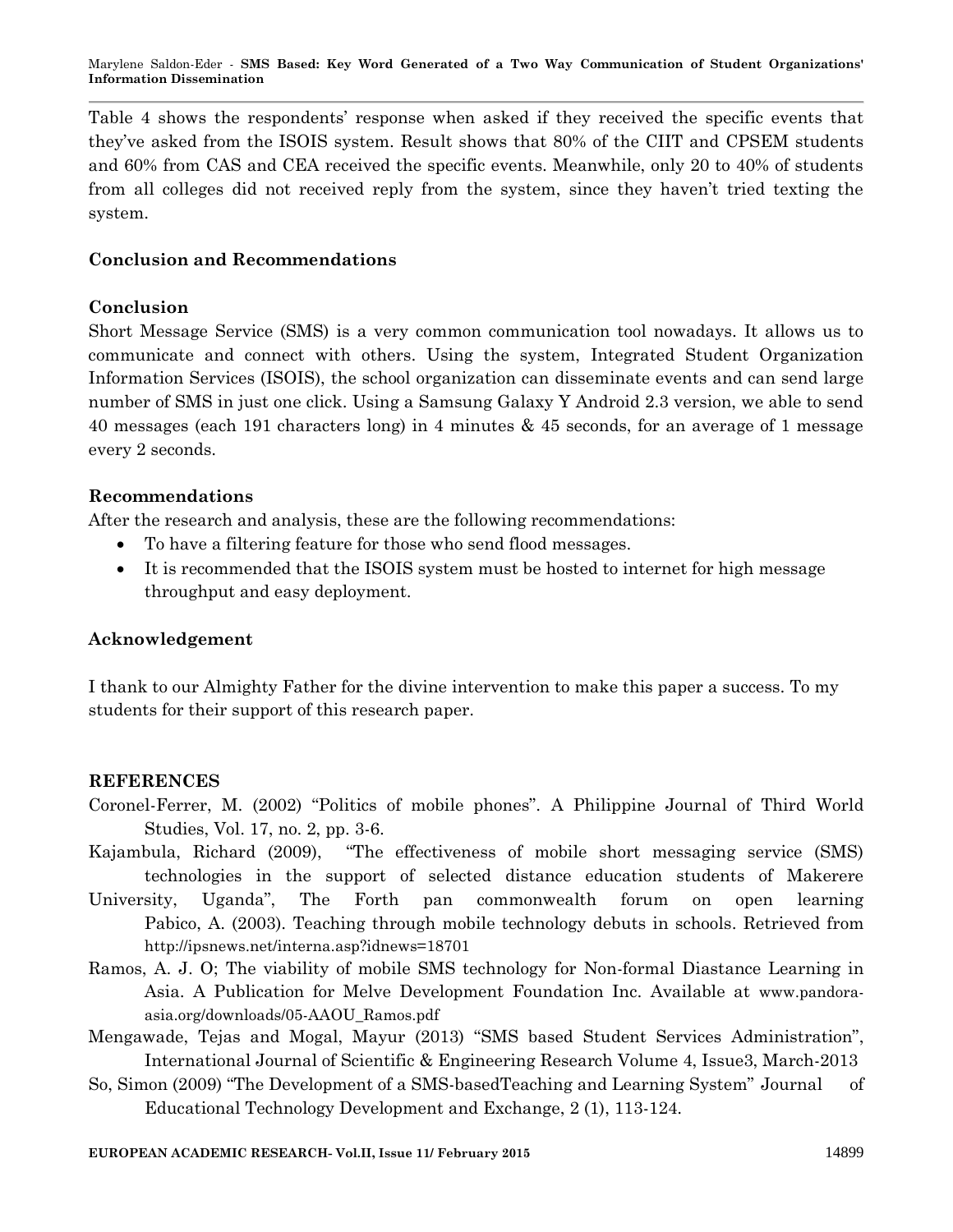Table 4 shows the respondents' response when asked if they received the specific events that they've asked from the ISOIS system. Result shows that 80% of the CIIT and CPSEM students and 60% from CAS and CEA received the specific events. Meanwhile, only 20 to 40% of students from all colleges did not received reply from the system, since they haven't tried texting the system.

## Conclusion and Recommendations

### Conclusion

Short Message Service (SMS) is a very common communication tool nowadays. It allows us to communicate and connect with others. Using the system, Integrated Student Organization Information Services (ISOIS), the school organization can disseminate events and can send large number of SMS in just one click. Using a Samsung Galaxy Y Android 2.3 version, we able to send 40 messages (each 191 characters long) in 4 minutes & 45 seconds, for an average of 1 message every 2 seconds.

### Recommendations

After the research and analysis, these are the following recommendations:

- To have a filtering feature for those who send flood messages.
- It is recommended that the ISOIS system must be hosted to internet for high message throughput and easy deployment.

## Acknowledgement

I thank to our Almighty Father for the divine intervention to make this paper a success. To my students for their support of this research paper.

## REFERENCES

Coronel-Ferrer, M. (2002) "Politics of mobile phones". A Philippine Journal of Third World Studies, Vol. 17, no. 2, pp. 3-6.

Kajambula, Richard (2009), "The effectiveness of mobile short messaging service (SMS) technologies in the support of selected distance education students of Makerere University, Uganda", The Forth pan commonwealth forum on open learning

Pabico, A. (2003). Teaching through mobile technology debuts in schools. Retrieved from http://ipsnews.net/interna.asp?idnews=18701

Ramos, A. J. O; The viability of mobile SMS technology for Non-formal Diastance Learning in Asia. A Publication for Melve Development Foundation Inc. Available at www.pandora-asia.org/downloads/05-AAOU_Ramos.pdf

Mengawade, Tejas and Mogal, Mayur (2013) "SMS based Student Services Administration", International Journal of Scientific & Engineering Research Volume 4, Issue3, March-2013

So, Simon (2009) "The Development of a SMS-basedTeaching and Learning System" Journal of Educational Technology Development and Exchange, 2 (1), 113-124.